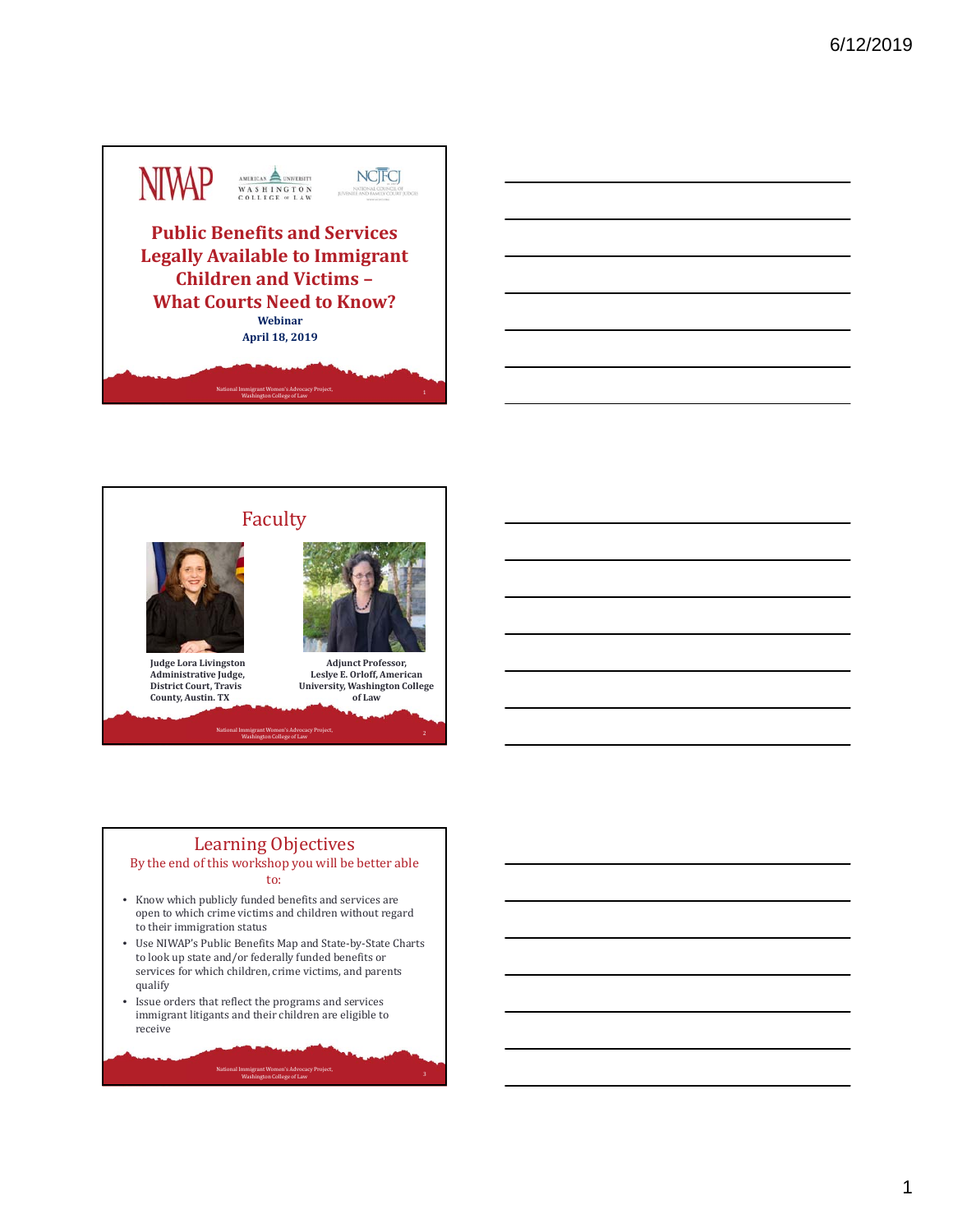# Public Benefits and Services Legally Available to Immigrant Children and Victims – What Courts Need to Know?

**Webinar**

**April 18, 2019**

## Faculty

**Judge Lora Livingston Administrative Judge, District Court, Travis County, Austin. TX**

**Adjunct Professor, Leslye E. Orloff, American University, Washington College of Law**

## Learning Objectives

By the end of this workshop you will be better able to:

- Know which publicly funded benefits and services are open to which crime victims and children without regard to their immigration status
- Use NIWAP's Public Benefits Map and State-by-State Charts to look up state and/or federally funded benefits or services for which children, crime victims, and parents qualify
- Issue orders that reflect the programs and services immigrant litigants and their children are eligible to receive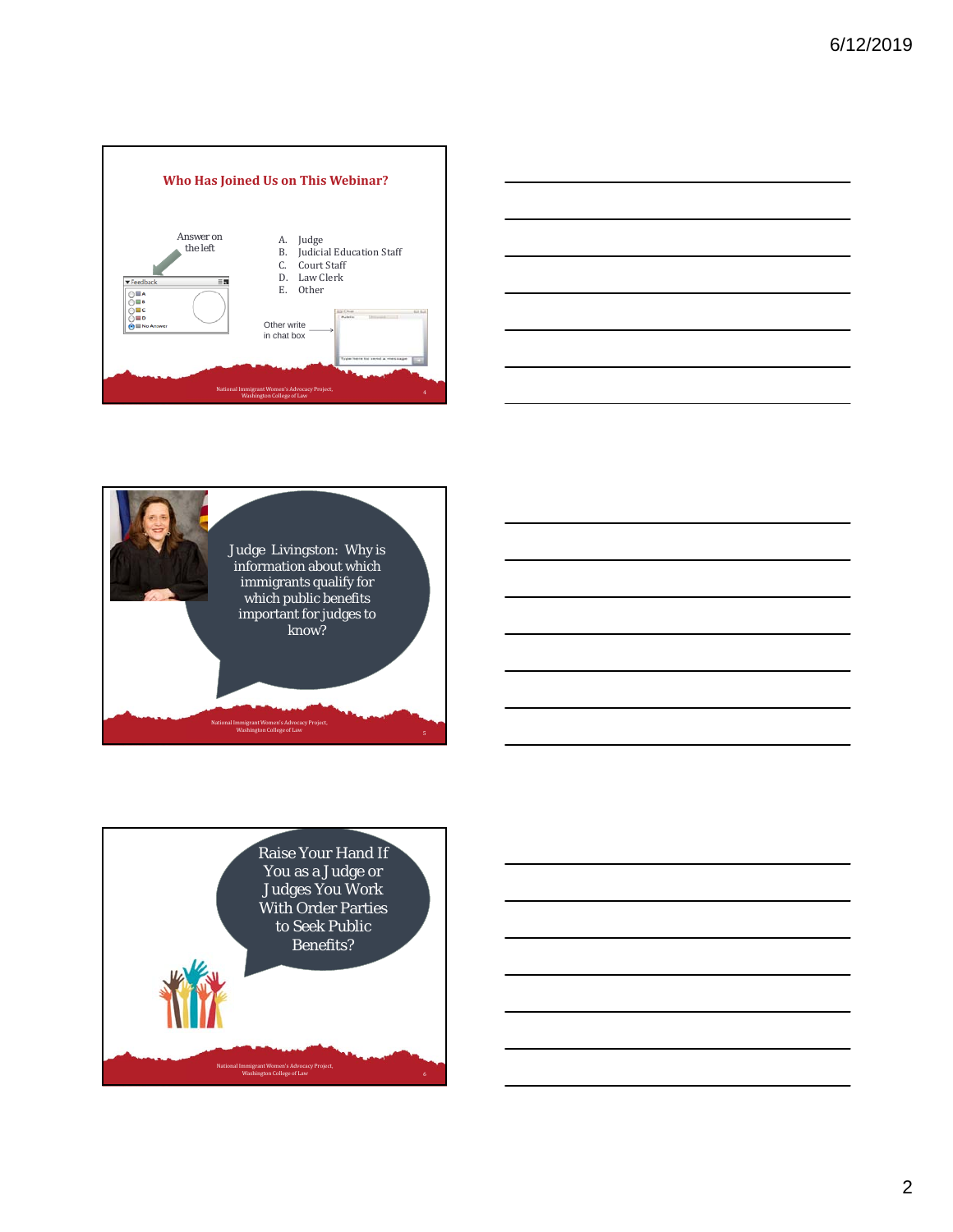## Who Has Joined Us on This Webinar?

Answer on the left

A. Judge
B. Judicial Education Staff
C. Court Staff
D. Law Clerk
E. Other

Other write in chat box

National Immigrant Women's Advocacy Project, Washington College of Law

---

Judge Livingston: Why is information about which immigrants qualify for which public benefits important for judges to know?

National Immigrant Women's Advocacy Project, Washington College of Law

---

Raise Your Hand If You as a Judge or Judges You Work With Order Parties to Seek Public Benefits?

National Immigrant Women's Advocacy Project, Washington College of Law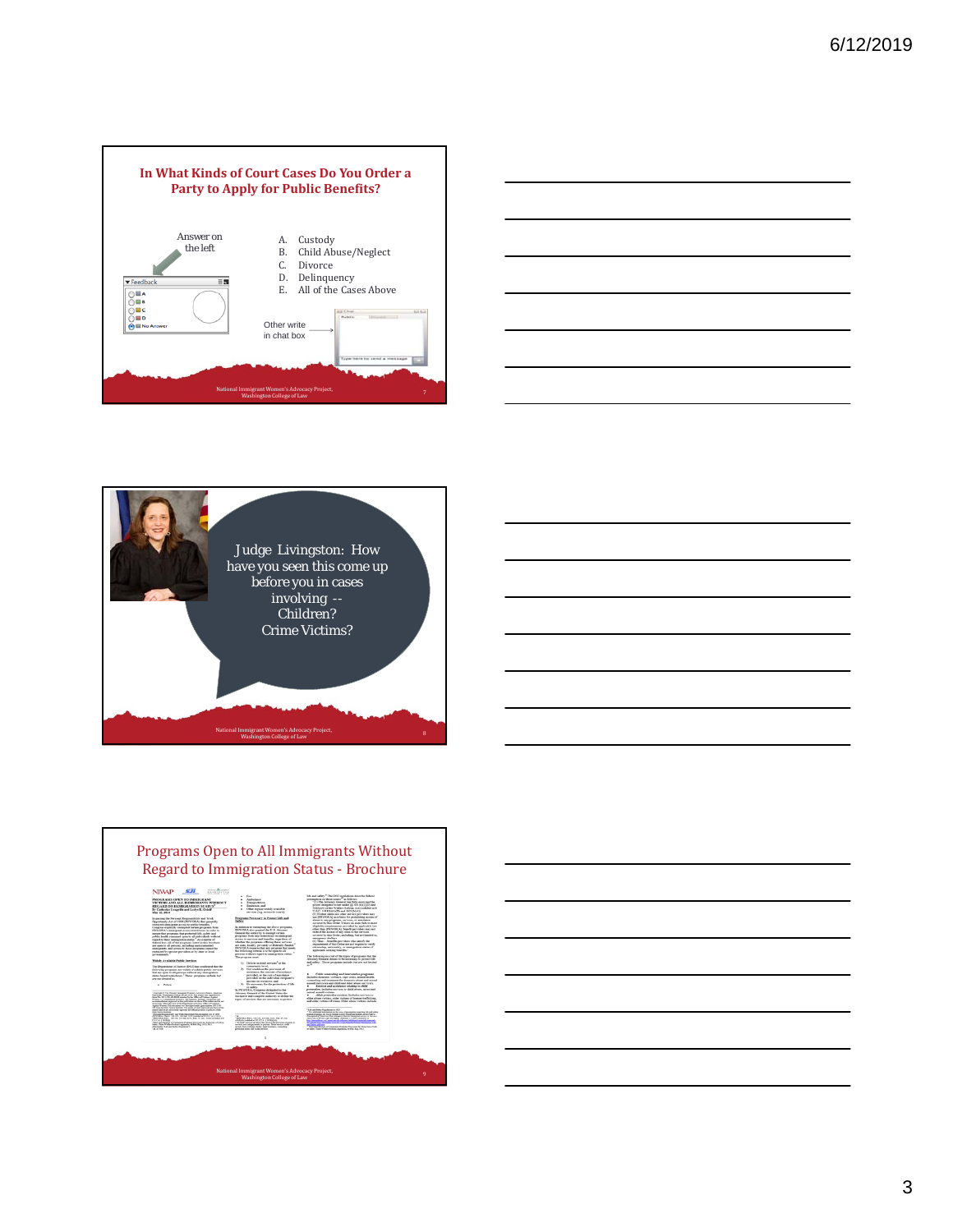## In What Kinds of Court Cases Do You Order a Party to Apply for Public Benefits?

Answer on the left

A. Custody
B. Child Abuse/Neglect
C. Divorce
D. Delinquency
E. All of the Cases Above

Other write in chat box

National Immigrant Women's Advocacy Project, Washington College of Law

---

Judge Livingston: How have you seen this come up before you in cases involving -- Children? Crime Victims?

National Immigrant Women's Advocacy Project, Washington College of Law

---

## Programs Open to All Immigrants Without Regard to Immigration Status - Brochure

National Immigrant Women's Advocacy Project, Washington College of Law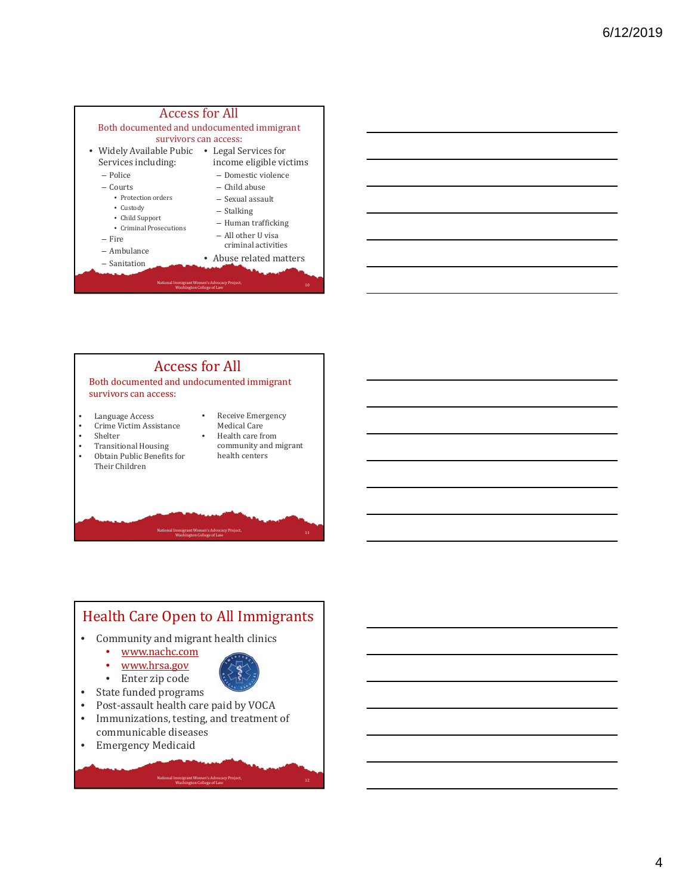## Access for All

Both documented and undocumented immigrant survivors can access:

- Widely Available Pubic Services including:
  - Police
  - Courts
    - Protection orders
    - Custody
    - Child Support
    - Criminal Prosecutions
  - Fire
  - Ambulance
  - Sanitation
- Legal Services for income eligible victims
  - Domestic violence
  - Child abuse
  - Sexual assault
  - Stalking
  - Human trafficking
  - All other U visa criminal activities
- Abuse related matters

National Immigrant Women's Advocacy Project, Washington College of Law

## Access for All

Both documented and undocumented immigrant survivors can access:

- Language Access
- Crime Victim Assistance
- Shelter
- Transitional Housing
- Obtain Public Benefits for Their Children
- Receive Emergency Medical Care
- Health care from community and migrant health centers

National Immigrant Women's Advocacy Project, Washington College of Law

## Health Care Open to All Immigrants

- Community and migrant health clinics
  - www.nachc.com
  - www.hrsa.gov
  - Enter zip code
- State funded programs
- Post-assault health care paid by VOCA
- Immunizations, testing, and treatment of communicable diseases
- Emergency Medicaid

National Immigrant Women's Advocacy Project, Washington College of Law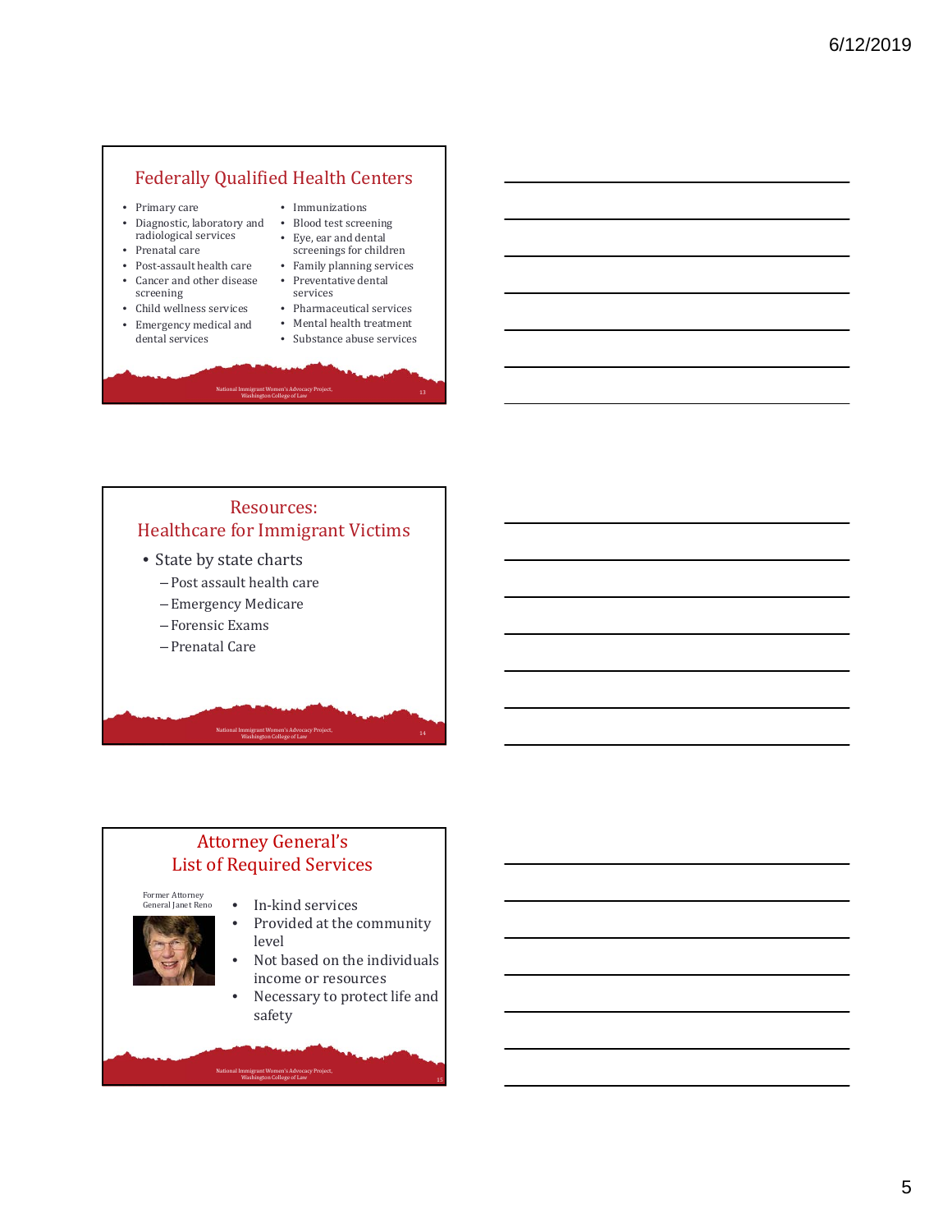## Federally Qualified Health Centers

- Primary care
- Diagnostic, laboratory and radiological services
- Prenatal care
- Post-assault health care
- Cancer and other disease screening
- Child wellness services
- Emergency medical and dental services
- Immunizations
- Blood test screening
- Eye, ear and dental screenings for children
- Family planning services
- Preventative dental services
- Pharmaceutical services
- Mental health treatment
- Substance abuse services

National Immigrant Women's Advocacy Project, Washington College of Law

## Resources: Healthcare for Immigrant Victims

- State by state charts
  - Post assault health care
  - Emergency Medicare
  - Forensic Exams
  - Prenatal Care

National Immigrant Women's Advocacy Project, Washington College of Law

## Attorney General's List of Required Services

Former Attorney General Janet Reno

- In-kind services
- Provided at the community level
- Not based on the individuals income or resources
- Necessary to protect life and safety

National Immigrant Women's Advocacy Project, Washington College of Law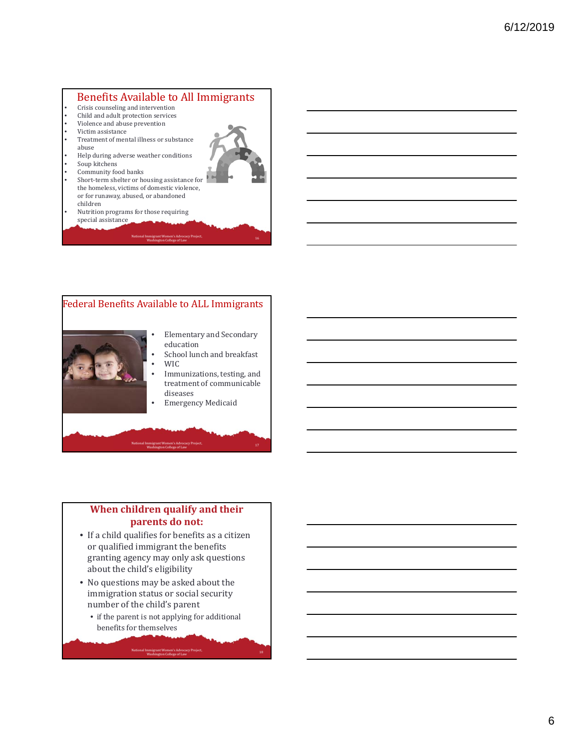## Benefits Available to All Immigrants

- Crisis counseling and intervention
- Child and adult protection services
- Violence and abuse prevention
- Victim assistance
- Treatment of mental illness or substance abuse
- Help during adverse weather conditions
- Soup kitchens
- Community food banks
- Short-term shelter or housing assistance for the homeless, victims of domestic violence, or for runaway, abused, or abandoned children
- Nutrition programs for those requiring special assistance

National Immigrant Women's Advocacy Project, Washington College of Law

## Federal Benefits Available to ALL Immigrants

- Elementary and Secondary education
- School lunch and breakfast
- WIC
- Immunizations, testing, and treatment of communicable diseases
- Emergency Medicaid

National Immigrant Women's Advocacy Project, Washington College of Law

## When children qualify and their parents do not:

- If a child qualifies for benefits as a citizen or qualified immigrant the benefits granting agency may only ask questions about the child's eligibility
- No questions may be asked about the immigration status or social security number of the child's parent
  - if the parent is not applying for additional benefits for themselves

National Immigrant Women's Advocacy Project, Washington College of Law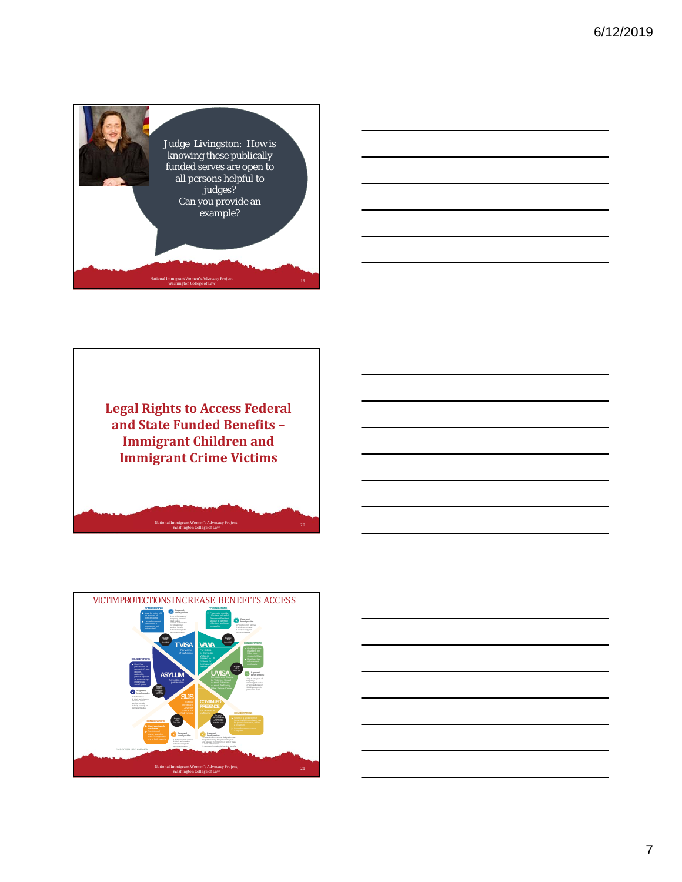Judge Livingston: How is knowing these publically funded serves are open to all persons helpful to judges?
Can you provide an example?

National Immigrant Women's Advocacy Project, Washington College of Law

## Legal Rights to Access Federal and State Funded Benefits – Immigrant Children and Immigrant Crime Victims

National Immigrant Women's Advocacy Project, Washington College of Law

## VICTIM PROTECTIONS INCREASE BENEFITS ACCESS

T VISA

VAWA

ASYLUM

U VISA

SIJS

CONTINUED PRESENCE

National Immigrant Women's Advocacy Project, Washington College of Law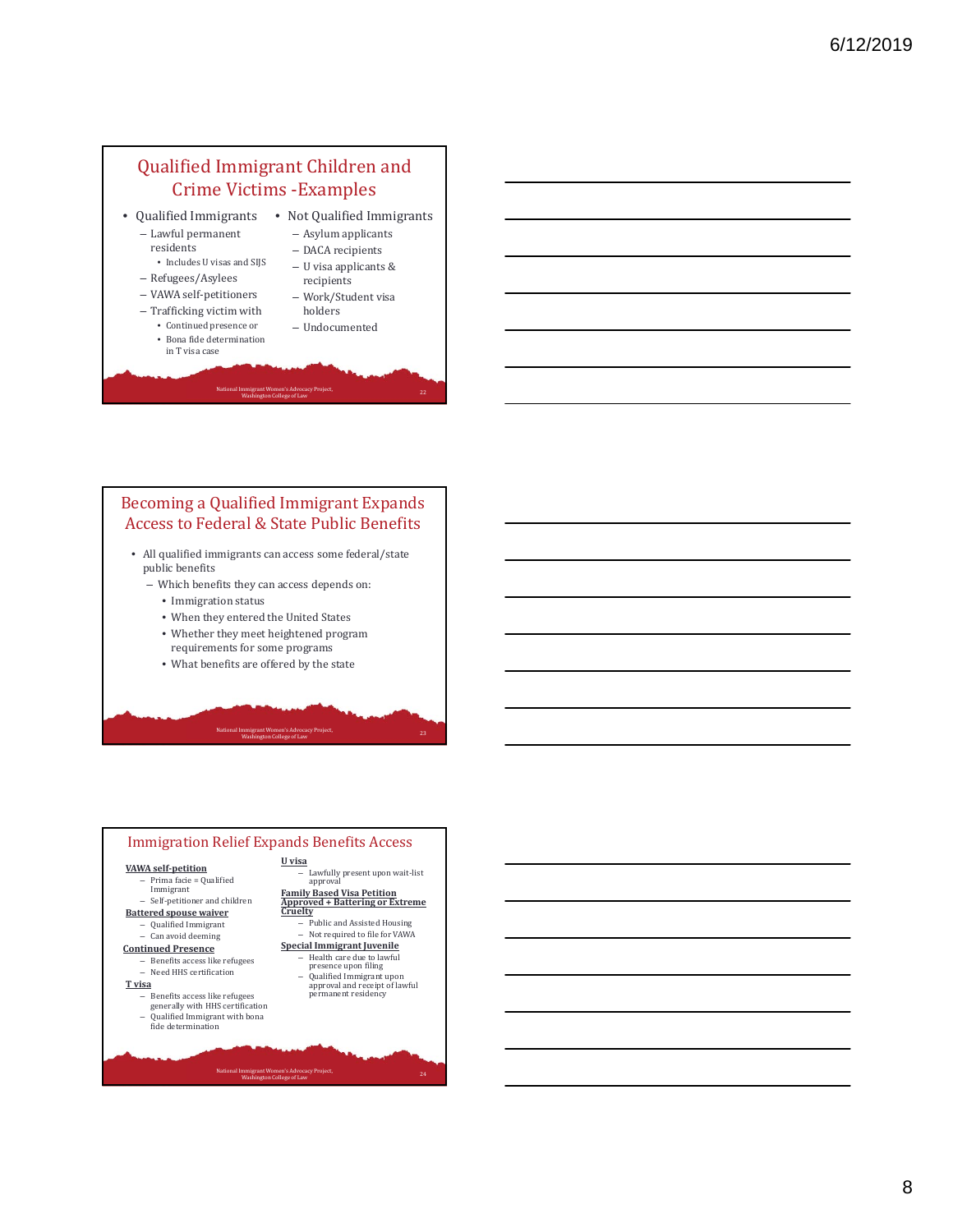## Qualified Immigrant Children and Crime Victims -Examples

- Qualified Immigrants
  - Lawful permanent residents
    - Includes U visas and SIJS
  - Refugees/Asylees
  - VAWA self-petitioners
  - Trafficking victim with
    - Continued presence or
    - Bona fide determination in T visa case
- Not Qualified Immigrants
  - Asylum applicants
  - DACA recipients
  - U visa applicants & recipients
  - Work/Student visa holders
  - Undocumented

National Immigrant Women's Advocacy Project, Washington College of Law

## Becoming a Qualified Immigrant Expands Access to Federal & State Public Benefits

- All qualified immigrants can access some federal/state public benefits
  - Which benefits they can access depends on:
    - Immigration status
    - When they entered the United States
    - Whether they meet heightened program requirements for some programs
    - What benefits are offered by the state

National Immigrant Women's Advocacy Project, Washington College of Law

## Immigration Relief Expands Benefits Access

**VAWA self-petition**
- Prima facie = Qualified Immigrant
- Self-petitioner and children

**Battered spouse waiver**
- Qualified Immigrant
- Can avoid deeming

**Continued Presence**
- Benefits access like refugees
- Need HHS certification

**T visa**
- Benefits access like refugees generally with HHS certification
- Qualified Immigrant with bona fide determination

**U visa**
- Lawfully present upon wait-list approval

**Family Based Visa Petition Approved + Battering or Extreme Cruelty**
- Public and Assisted Housing
- Not required to file for VAWA

**Special Immigrant Juvenile**
- Health care due to lawful presence upon filing
- Qualified Immigrant upon approval and receipt of lawful permanent residency

National Immigrant Women's Advocacy Project, Washington College of Law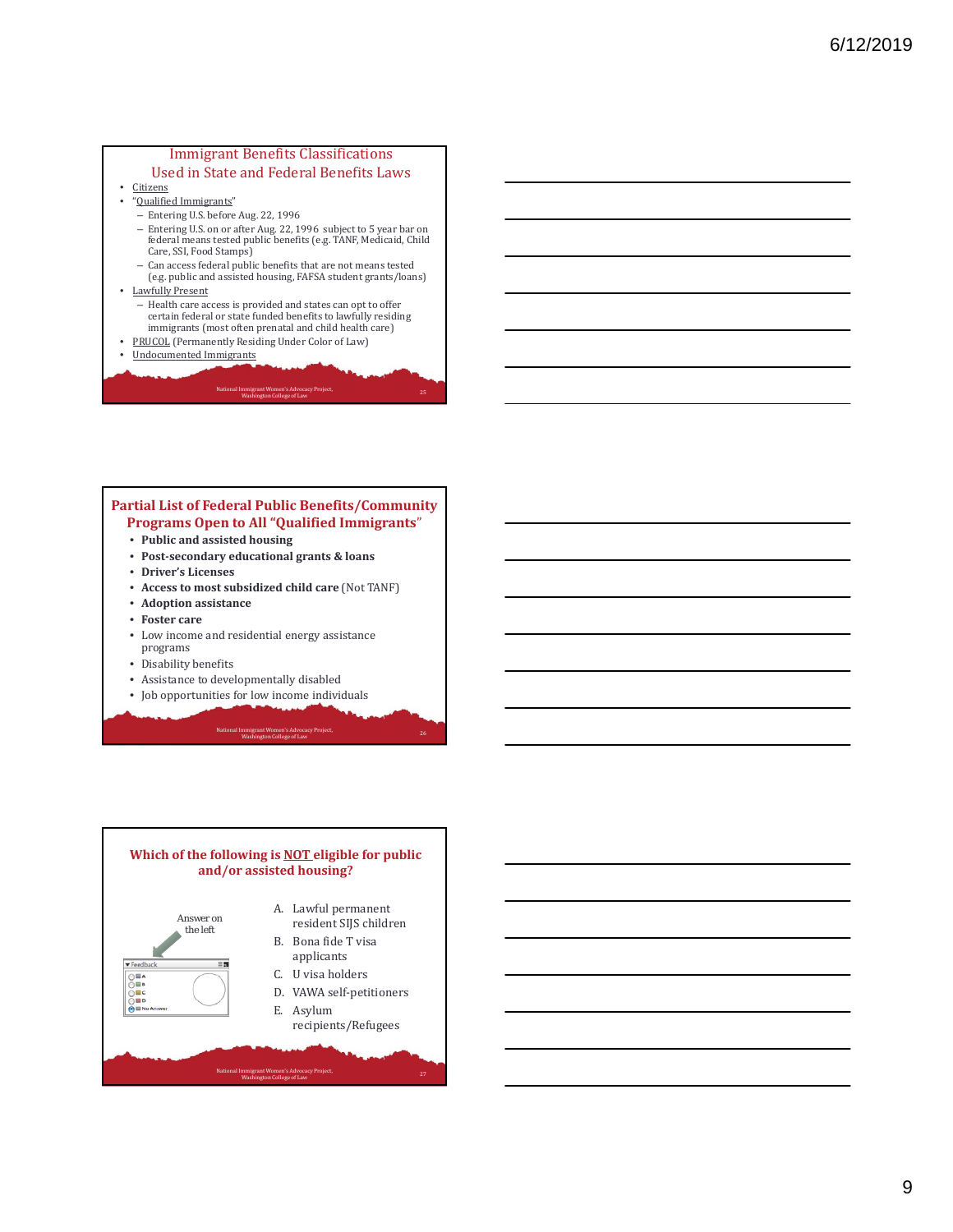## Immigrant Benefits Classifications Used in State and Federal Benefits Laws

- Citizens
- "Qualified Immigrants"
  - Entering U.S. before Aug. 22, 1996
  - Entering U.S. on or after Aug. 22, 1996 subject to 5 year bar on federal means tested public benefits (e.g. TANF, Medicaid, Child Care, SSI, Food Stamps)
  - Can access federal public benefits that are not means tested (e.g. public and assisted housing, FAFSA student grants/loans)
- Lawfully Present
  - Health care access is provided and states can opt to offer certain federal or state funded benefits to lawfully residing immigrants (most often prenatal and child health care)
- PRUCOL (Permanently Residing Under Color of Law)
- Undocumented Immigrants

National Immigrant Women's Advocacy Project, Washington College of Law

## Partial List of Federal Public Benefits/Community Programs Open to All "Qualified Immigrants"

- **Public and assisted housing**
- **Post-secondary educational grants & loans**
- **Driver's Licenses**
- **Access to most subsidized child care** (Not TANF)
- **Adoption assistance**
- **Foster care**
- Low income and residential energy assistance programs
- Disability benefits
- Assistance to developmentally disabled
- Job opportunities for low income individuals

National Immigrant Women's Advocacy Project, Washington College of Law

## Which of the following is NOT eligible for public and/or assisted housing?

Answer on the left

A. Lawful permanent resident SIJS children
B. Bona fide T visa applicants
C. U visa holders
D. VAWA self-petitioners
E. Asylum recipients/Refugees

National Immigrant Women's Advocacy Project, Washington College of Law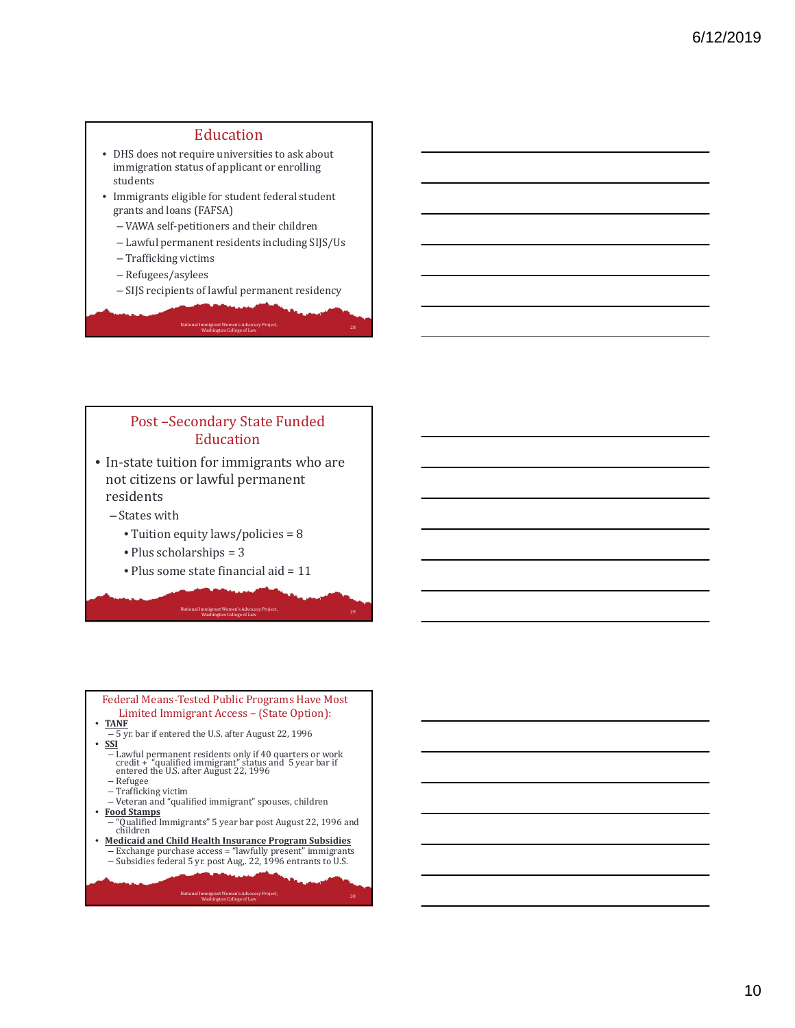## Education

- DHS does not require universities to ask about immigration status of applicant or enrolling students
- Immigrants eligible for student federal student grants and loans (FAFSA)
  - VAWA self-petitioners and their children
  - Lawful permanent residents including SIJS/Us
  - Trafficking victims
  - Refugees/asylees
  - SIJS recipients of lawful permanent residency

National Immigrant Women's Advocacy Project, Washington College of Law

## Post –Secondary State Funded Education

- In-state tuition for immigrants who are not citizens or lawful permanent residents
  - States with
    - Tuition equity laws/policies = 8
    - Plus scholarships = 3
    - Plus some state financial aid = 11

National Immigrant Women's Advocacy Project, Washington College of Law

## Federal Means-Tested Public Programs Have Most Limited Immigrant Access – (State Option):

- **TANF**
  - 5 yr. bar if entered the U.S. after August 22, 1996
- **SSI**
  - Lawful permanent residents only if 40 quarters or work credit + "qualified immigrant" status and 5 year bar if entered the U.S. after August 22, 1996
  - Refugee
  - Trafficking victim
  - Veteran and "qualified immigrant" spouses, children
- **Food Stamps**
  - "Qualified Immigrants" 5 year bar post August 22, 1996 and children
- **Medicaid and Child Health Insurance Program Subsidies**
  - Exchange purchase access = "lawfully present" immigrants
  - Subsidies federal 5 yr. post Aug,. 22, 1996 entrants to U.S.

National Immigrant Women's Advocacy Project, Washington College of Law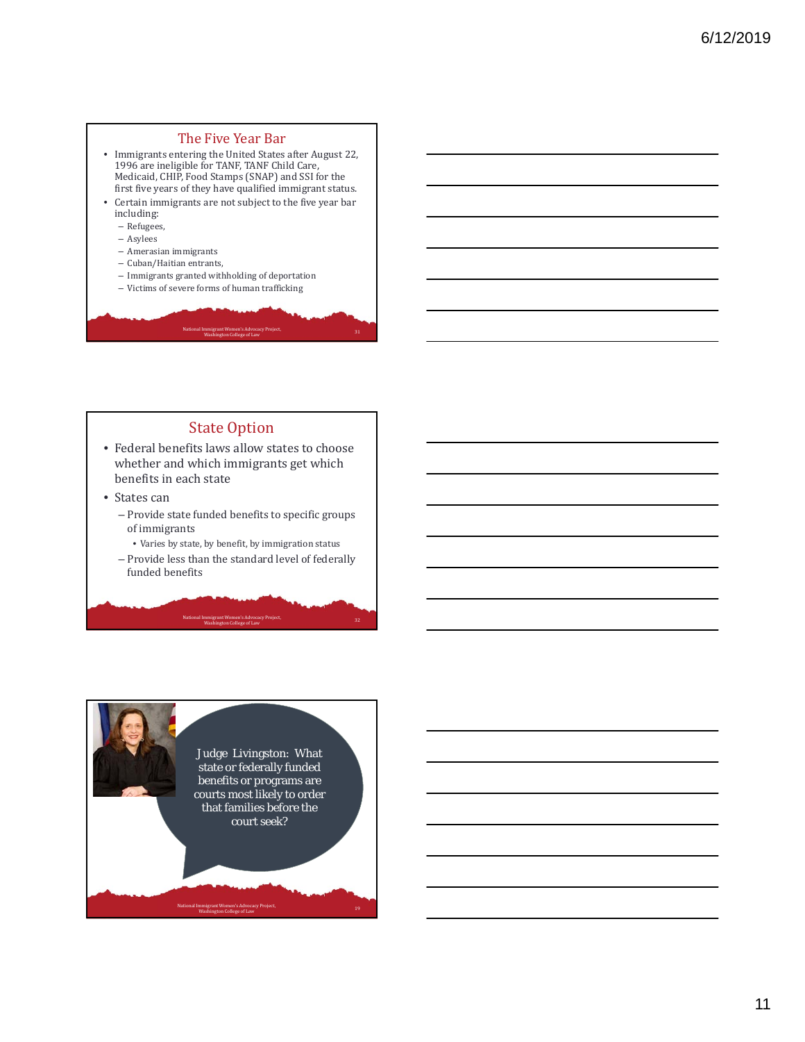## The Five Year Bar

- Immigrants entering the United States after August 22, 1996 are ineligible for TANF, TANF Child Care, Medicaid, CHIP, Food Stamps (SNAP) and SSI for the first five years of they have qualified immigrant status.
- Certain immigrants are not subject to the five year bar including:
  - Refugees,
  - Asylees
  - Amerasian immigrants
  - Cuban/Haitian entrants,
  - Immigrants granted withholding of deportation
  - Victims of severe forms of human trafficking

National Immigrant Women's Advocacy Project, Washington College of Law

## State Option

- Federal benefits laws allow states to choose whether and which immigrants get which benefits in each state
- States can
  - Provide state funded benefits to specific groups of immigrants
    - Varies by state, by benefit, by immigration status
  - Provide less than the standard level of federally funded benefits

National Immigrant Women's Advocacy Project, Washington College of Law

Judge Livingston: What state or federally funded benefits or programs are courts most likely to order that families before the court seek?

National Immigrant Women's Advocacy Project, Washington College of Law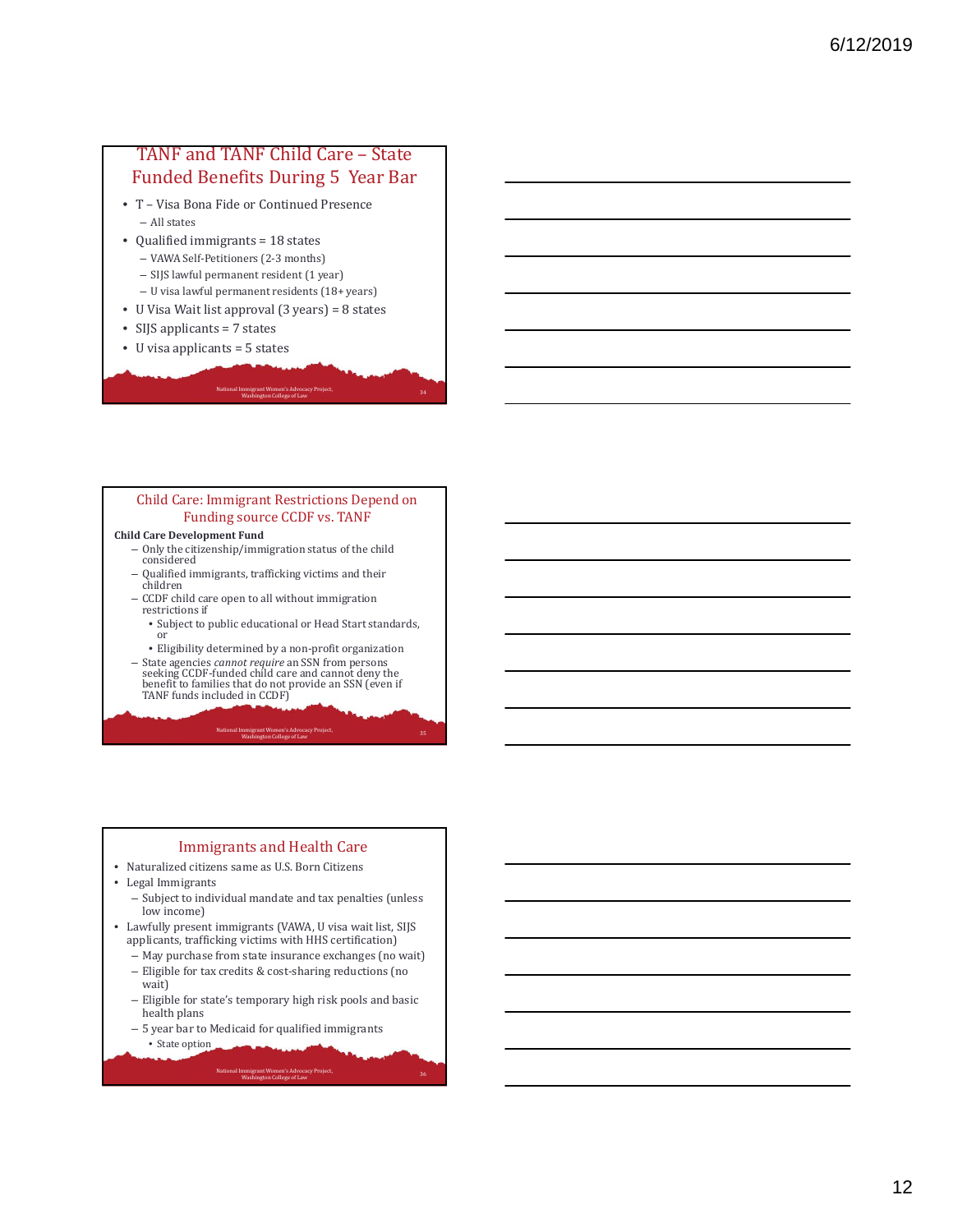## TANF and TANF Child Care – State Funded Benefits During 5 Year Bar

- T – Visa Bona Fide or Continued Presence
  - All states
- Qualified immigrants = 18 states
  - VAWA Self-Petitioners (2-3 months)
  - SIJS lawful permanent resident (1 year)
  - U visa lawful permanent residents (18+ years)
- U Visa Wait list approval (3 years) = 8 states
- SIJS applicants = 7 states
- U visa applicants = 5 states

National Immigrant Women's Advocacy Project, Washington College of Law

## Child Care: Immigrant Restrictions Depend on Funding source CCDF vs. TANF

**Child Care Development Fund**

- Only the citizenship/immigration status of the child considered
- Qualified immigrants, trafficking victims and their children
- CCDF child care open to all without immigration restrictions if
  - Subject to public educational or Head Start standards, or
  - Eligibility determined by a non-profit organization
- State agencies *cannot require* an SSN from persons seeking CCDF-funded child care and cannot deny the benefit to families that do not provide an SSN (even if TANF funds included in CCDF)

National Immigrant Women's Advocacy Project, Washington College of Law

## Immigrants and Health Care

- Naturalized citizens same as U.S. Born Citizens
- Legal Immigrants
  - Subject to individual mandate and tax penalties (unless low income)
- Lawfully present immigrants (VAWA, U visa wait list, SIJS applicants, trafficking victims with HHS certification)
  - May purchase from state insurance exchanges (no wait)
  - Eligible for tax credits & cost-sharing reductions (no wait)
  - Eligible for state's temporary high risk pools and basic health plans
  - 5 year bar to Medicaid for qualified immigrants
    - State option

National Immigrant Women's Advocacy Project, Washington College of Law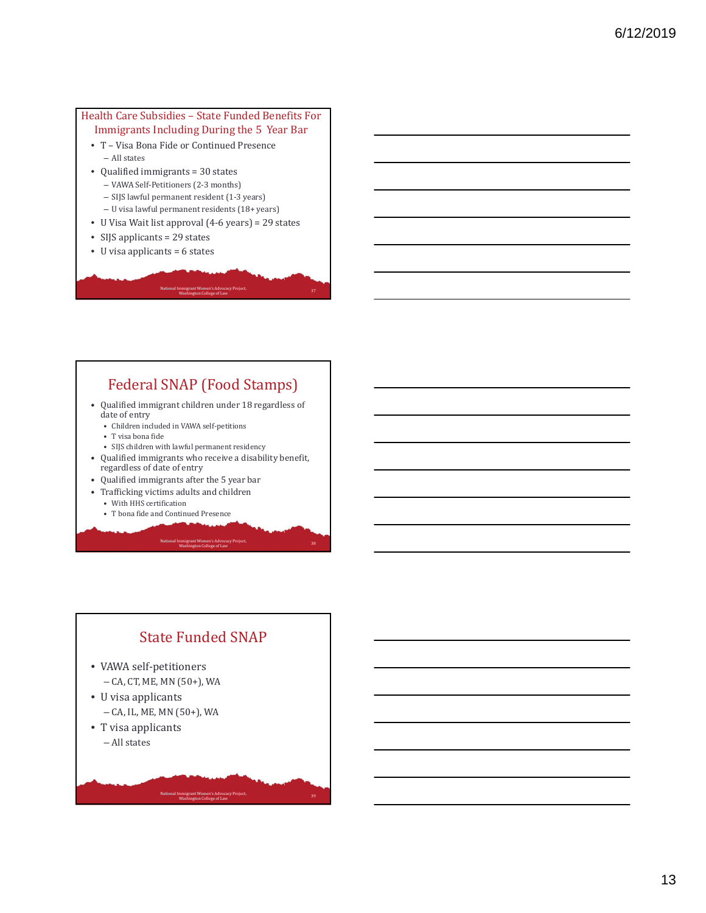## Health Care Subsidies – State Funded Benefits For Immigrants Including During the 5 Year Bar

- T – Visa Bona Fide or Continued Presence
  - All states
- Qualified immigrants = 30 states
  - VAWA Self-Petitioners (2-3 months)
  - SIJS lawful permanent resident (1-3 years)
  - U visa lawful permanent residents (18+ years)
- U Visa Wait list approval (4-6 years) = 29 states
- SIJS applicants = 29 states
- U visa applicants = 6 states

National Immigrant Women's Advocacy Project, Washington College of Law

## Federal SNAP (Food Stamps)

- Qualified immigrant children under 18 regardless of date of entry
  - Children included in VAWA self-petitions
  - T visa bona fide
  - SIJS children with lawful permanent residency
- Qualified immigrants who receive a disability benefit, regardless of date of entry
- Qualified immigrants after the 5 year bar
- Trafficking victims adults and children
  - With HHS certification
  - T bona fide and Continued Presence

National Immigrant Women's Advocacy Project, Washington College of Law

## State Funded SNAP

- VAWA self-petitioners
  - CA, CT, ME, MN (50+), WA
- U visa applicants
  - CA, IL, ME, MN (50+), WA
- T visa applicants
  - All states

National Immigrant Women's Advocacy Project, Washington College of Law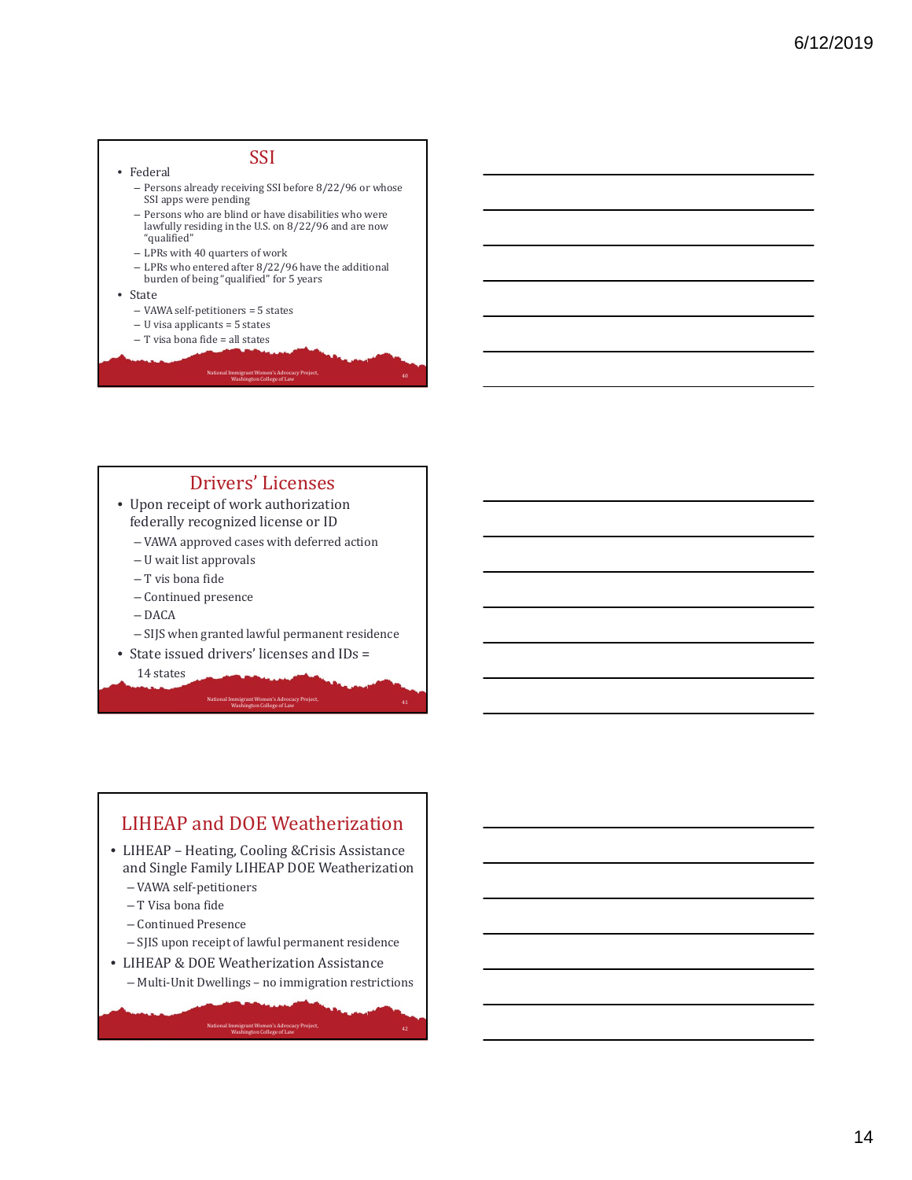## SSI

- Federal
  - Persons already receiving SSI before 8/22/96 or whose SSI apps were pending
  - Persons who are blind or have disabilities who were lawfully residing in the U.S. on 8/22/96 and are now "qualified"
  - LPRs with 40 quarters of work
  - LPRs who entered after 8/22/96 have the additional burden of being "qualified" for 5 years
- State
  - VAWA self-petitioners = 5 states
  - U visa applicants = 5 states
  - T visa bona fide = all states

National Immigrant Women's Advocacy Project, Washington College of Law

## Drivers' Licenses

- Upon receipt of work authorization federally recognized license or ID
  - VAWA approved cases with deferred action
  - U wait list approvals
  - T vis bona fide
  - Continued presence
  - DACA
  - SIJS when granted lawful permanent residence
- State issued drivers' licenses and IDs = 14 states

National Immigrant Women's Advocacy Project, Washington College of Law

## LIHEAP and DOE Weatherization

- LIHEAP – Heating, Cooling &Crisis Assistance and Single Family LIHEAP DOE Weatherization
  - VAWA self-petitioners
  - T Visa bona fide
  - Continued Presence
  - SJIS upon receipt of lawful permanent residence
- LIHEAP & DOE Weatherization Assistance
  - Multi-Unit Dwellings – no immigration restrictions

National Immigrant Women's Advocacy Project, Washington College of Law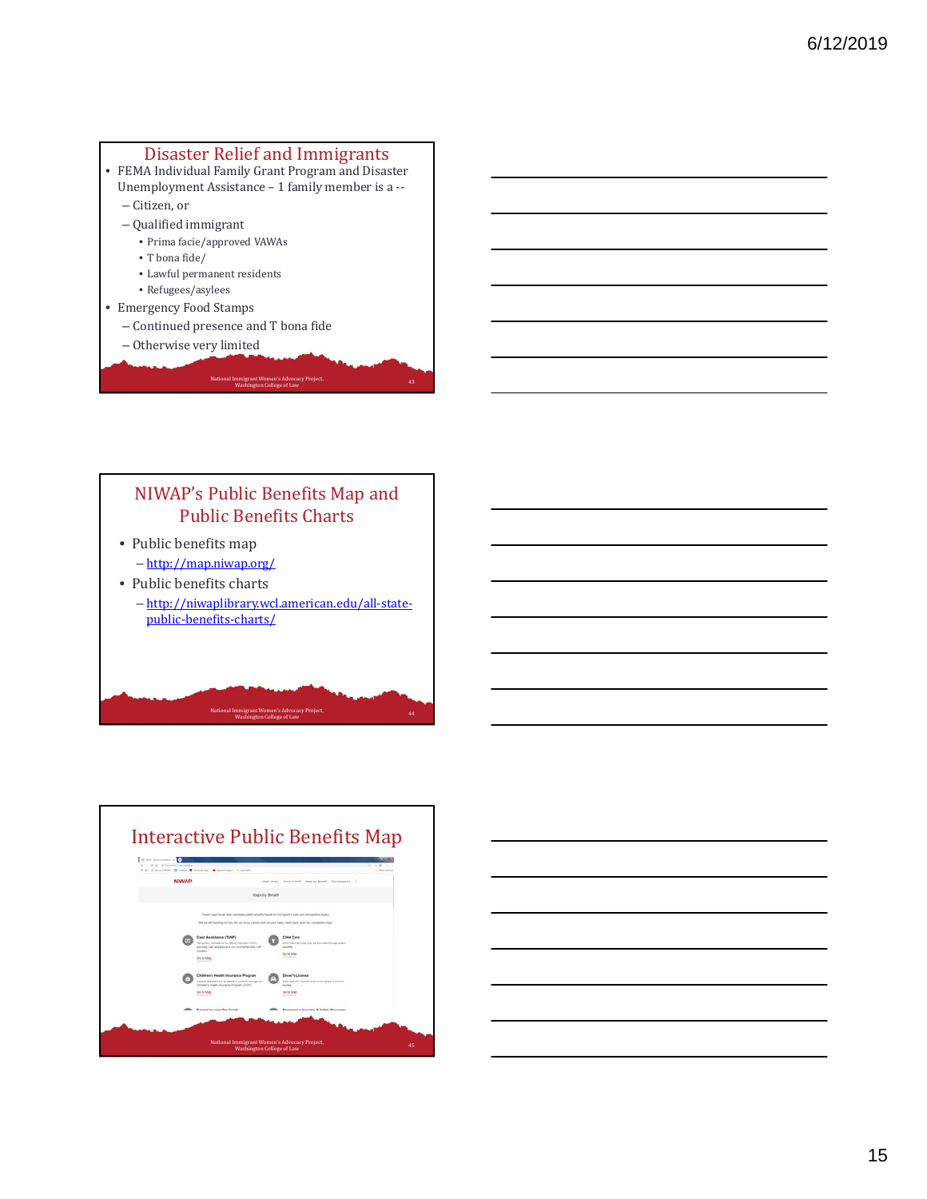## Disaster Relief and Immigrants

- FEMA Individual Family Grant Program and Disaster Unemployment Assistance – 1 family member is a --
  - Citizen, or
  - Qualified immigrant
    - Prima facie/approved VAWAs
    - T bona fide/
    - Lawful permanent residents
    - Refugees/asylees
- Emergency Food Stamps
  - Continued presence and T bona fide
  - Otherwise very limited

National Immigrant Women's Advocacy Project, Washington College of Law

## NIWAP's Public Benefits Map and Public Benefits Charts

- Public benefits map
  - http://map.niwap.org/
- Public benefits charts
  - http://niwaplibrary.wcl.american.edu/all-state-public-benefits-charts/

National Immigrant Women's Advocacy Project, Washington College of Law

## Interactive Public Benefits Map

National Immigrant Women's Advocacy Project, Washington College of Law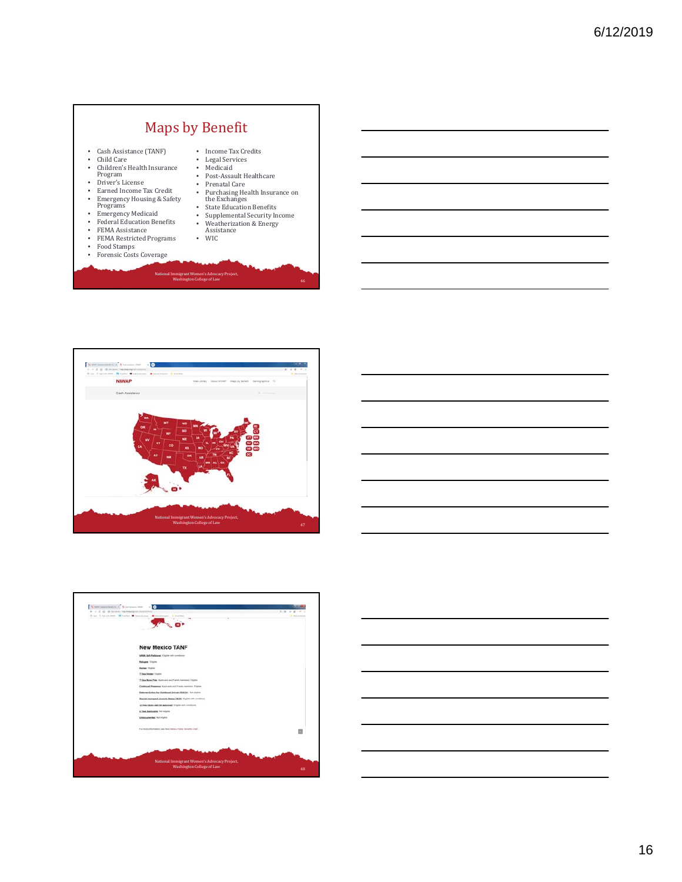## Maps by Benefit

- Cash Assistance (TANF)
- Child Care
- Children's Health Insurance Program
- Driver's License
- Earned Income Tax Credit
- Emergency Housing & Safety Programs
- Emergency Medicaid
- Federal Education Benefits
- FEMA Assistance
- FEMA Restricted Programs
- Food Stamps
- Forensic Costs Coverage
- Income Tax Credits
- Legal Services
- Medicaid
- Post-Assault Healthcare
- Prenatal Care
- Purchasing Health Insurance on the Exchanges
- State Education Benefits
- Supplemental Security Income
- Weatherization & Energy Assistance
- WIC

National Immigrant Women's Advocacy Project, Washington College of Law

---

NIWAP

Cash Assistance

National Immigrant Women's Advocacy Project, Washington College of Law

---

**New Mexico TANF**

VAWA Self-Petitioner: Eligible with conditions

Refugee: Eligible

Asylee: Eligible

T Visa Holder: Eligible

T Visa Bona Fide: Applicants and Family members: Eligible

Continued Presence: Applicants and Family members: Eligible

Deferred Action for Childhood Arrivals (DACA): Not eligible

Special Immigrant Juvenile Status (SIJS): Eligible with conditions

U Visa (post-wait list approval): Eligible with conditions

U Visa Applicants: Not eligible

Undocumented: Not eligible

For more information, see New Mexico Public Benefits Chart

National Immigrant Women's Advocacy Project, Washington College of Law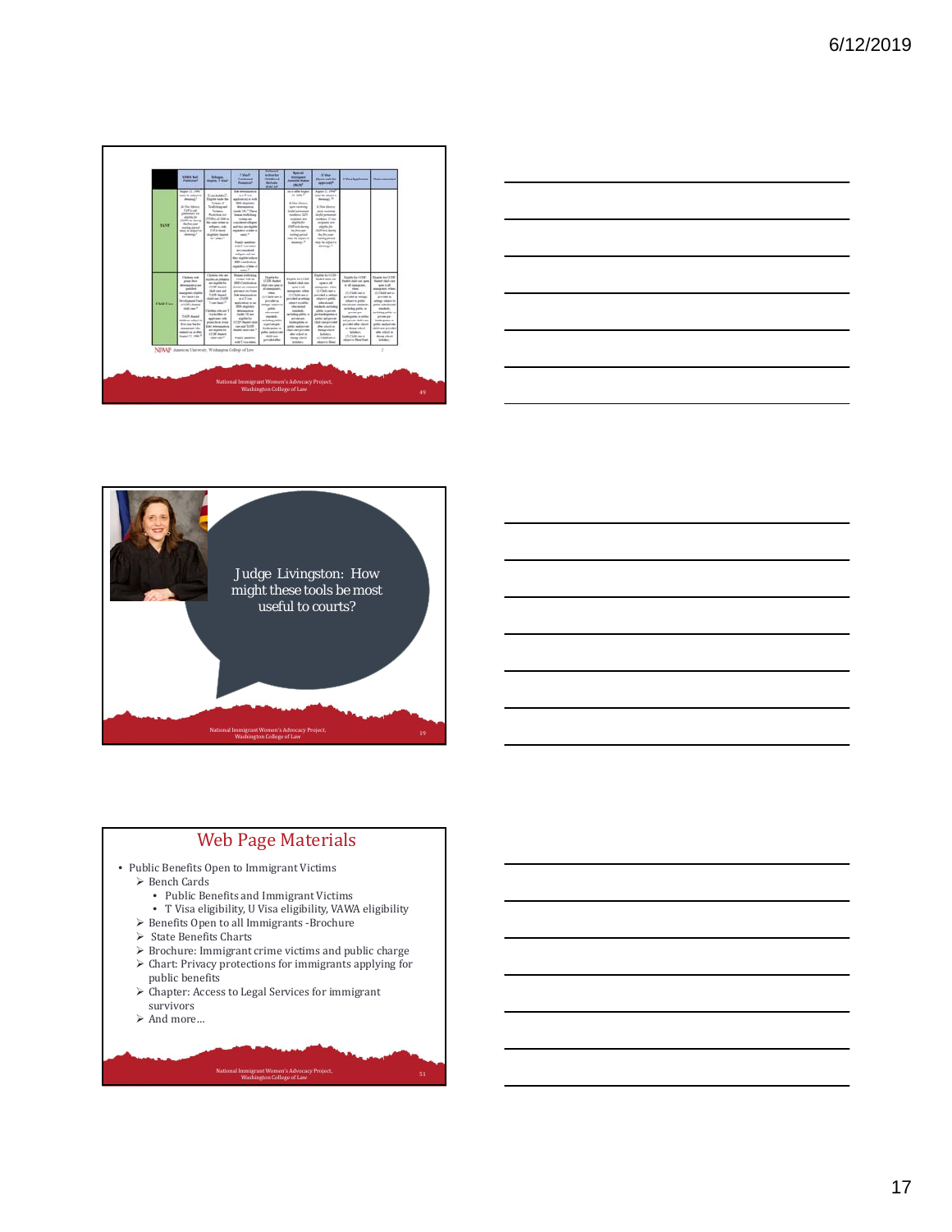Judge Livingston: How might these tools be most useful to courts?

## Web Page Materials

- Public Benefits Open to Immigrant Victims
  - Bench Cards
    - Public Benefits and Immigrant Victims
    - T Visa eligibility, U Visa eligibility, VAWA eligibility
  - Benefits Open to all Immigrants -Brochure
  - State Benefits Charts
  - Brochure: Immigrant crime victims and public charge
  - Chart: Privacy protections for immigrants applying for public benefits
  - Chapter: Access to Legal Services for immigrant survivors
  - And more…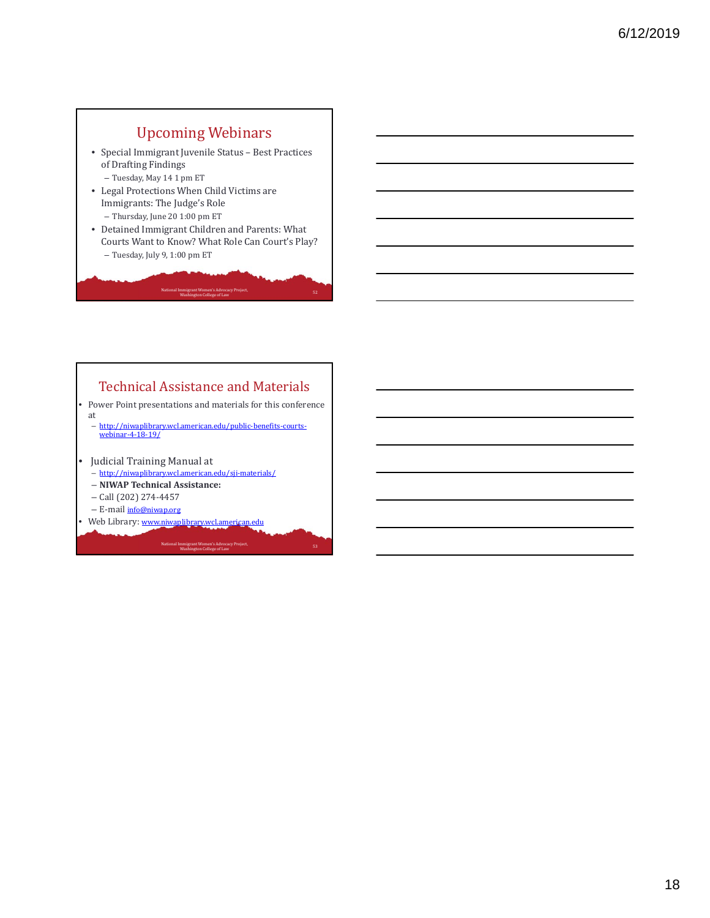## Upcoming Webinars

- Special Immigrant Juvenile Status – Best Practices of Drafting Findings
  - Tuesday, May 14 1 pm ET
- Legal Protections When Child Victims are Immigrants: The Judge's Role
  - Thursday, June 20 1:00 pm ET
- Detained Immigrant Children and Parents: What Courts Want to Know? What Role Can Court's Play?
  - Tuesday, July 9, 1:00 pm ET

National Immigrant Women's Advocacy Project, Washington College of Law

## Technical Assistance and Materials

- Power Point presentations and materials for this conference at
  - http://niwaplibrary.wcl.american.edu/public-benefits-courts-webinar-4-18-19/
- Judicial Training Manual at
  - http://niwaplibrary.wcl.american.edu/sji-materials/
  - **NIWAP Technical Assistance:**
  - Call (202) 274-4457
  - E-mail info@niwap.org
- Web Library: www.niwaplibrary.wcl.american.edu

National Immigrant Women's Advocacy Project, Washington College of Law